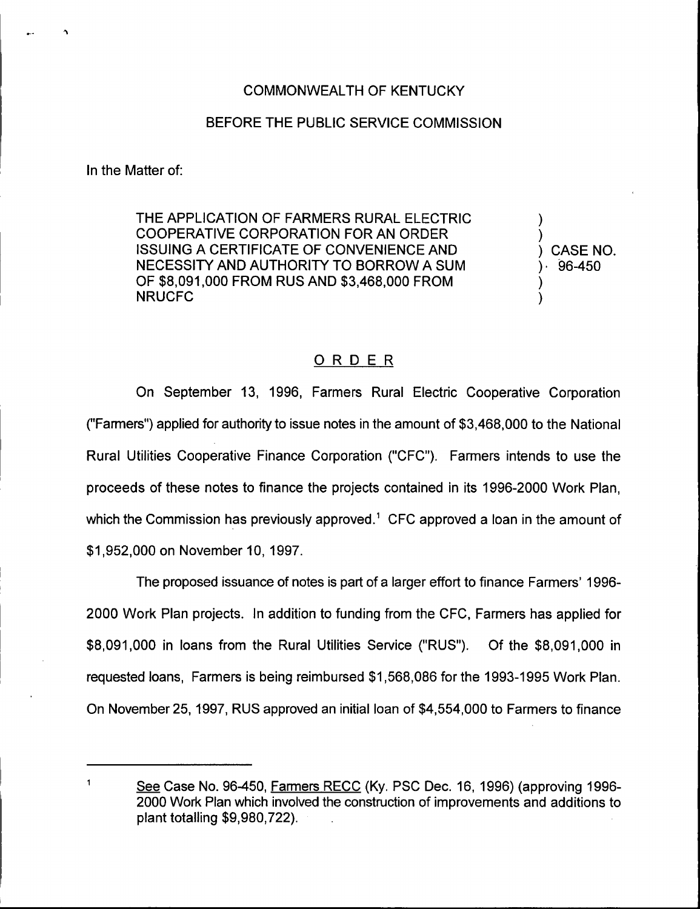COMMONWEALTH OF KENTUCKY

BEFORE THE PUBLIC SERVICE COMMISSION

In the Matter of:

THE APPLICATION OF FARMERS RURAL ELECTRIC COOPERATIVE CORPORATION FOR AN ORDER ISSUING A CERTIFICATE OF CONVENIENCE AND NECESSITY AND AUTHORITY TO BORROW A SUM OF $8,091,000 FROM RUS AND $3,468,000 FROM NRUCFC ) CASE NO. 96-450

## ORDER

On September 13, 1996, Farmers Rural Electric Cooperative Corporation ("Farmers") applied for authority to issue notes in the amount of $3,468,000 to the National Rural Utilities Cooperative Finance Corporation ("CFC"). Farmers intends to use the proceeds of these notes to finance the projects contained in its 1996-2000 Work Plan, which the Commission has previously approved.[1] CFC approved a loan in the amount of $1,952,000 on November 10, 1997.

The proposed issuance of notes is part of a larger effort to finance Farmers' 1996-2000 Work Plan projects. In addition to funding from the CFC, Farmers has applied for $8,091,000 in loans from the Rural Utilities Service ("RUS"). Of the $8,091,000 in requested loans, Farmers is being reimbursed $1,568,086 for the 1993-1995 Work Plan. On November 25, 1997, RUS approved an initial loan of $4,554,000 to Farmers to finance

[1] See Case No. 96-450, Farmers RECC (Ky. PSC Dec. 16, 1996) (approving 1996-2000 Work Plan which involved the construction of improvements and additions to plant totalling $9,980,722).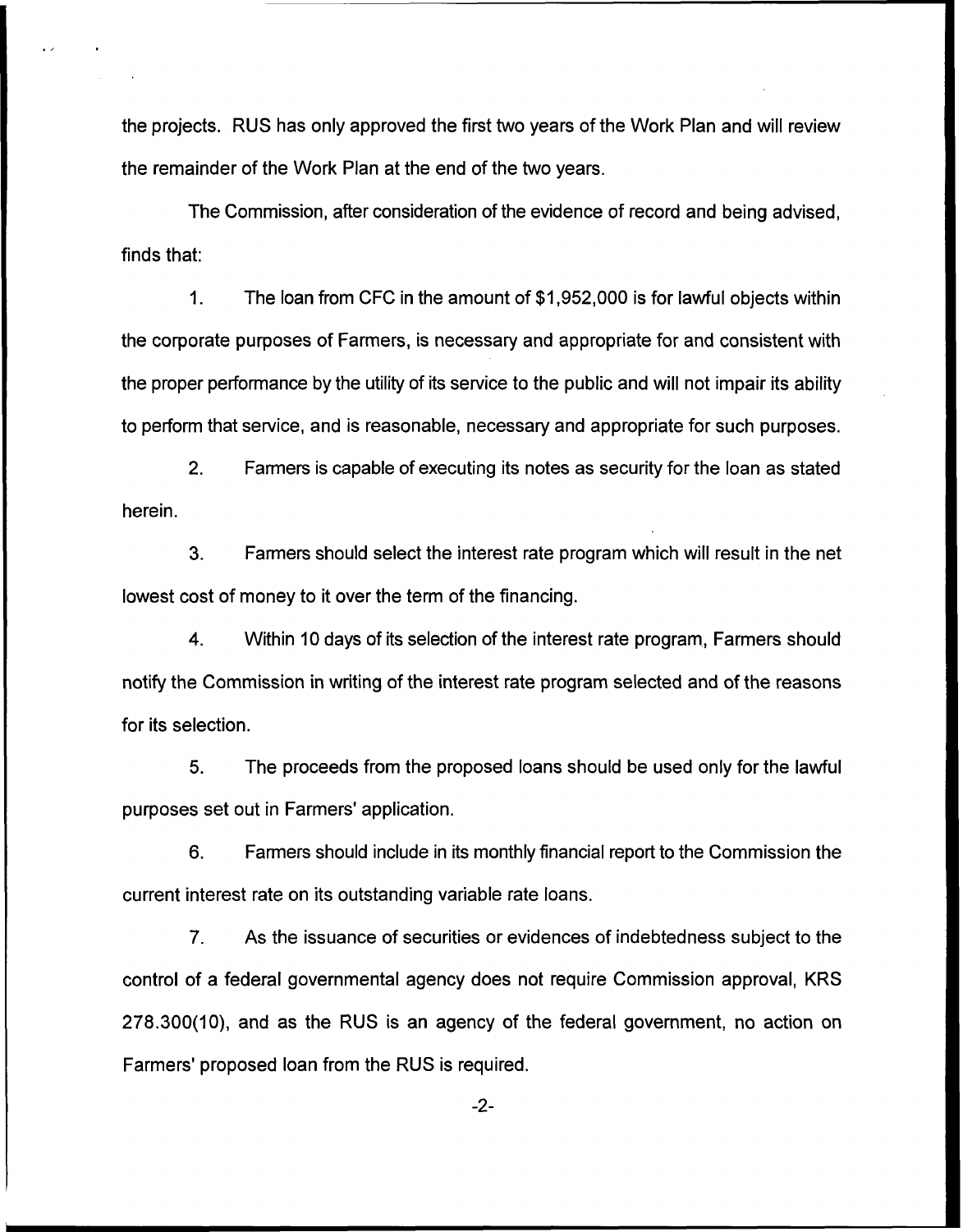the projects. RUS has only approved the first two years of the Work Plan and will review the remainder of the Work Plan at the end of the two years.

The Commission, after consideration of the evidence of record and being advised, finds that:

1. The loan from CFC in the amount of $1,952,000 is for lawful objects within the corporate purposes of Farmers, is necessary and appropriate for and consistent with the proper performance by the utility of its service to the public and will not impair its ability to perform that service, and is reasonable, necessary and appropriate for such purposes.

2. Farmers is capable of executing its notes as security for the loan as stated herein.

3. Farmers should select the interest rate program which will result in the net lowest cost of money to it over the term of the financing.

4. Within 10 days of its selection of the interest rate program, Farmers should notify the Commission in writing of the interest rate program selected and of the reasons for its selection.

5. The proceeds from the proposed loans should be used only for the lawful purposes set out in Farmers' application.

6. Farmers should include in its monthly financial report to the Commission the current interest rate on its outstanding variable rate loans.

7. As the issuance of securities or evidences of indebtedness subject to the control of a federal governmental agency does not require Commission approval, KRS 278.300(10), and as the RUS is an agency of the federal government, no action on Farmers' proposed loan from the RUS is required.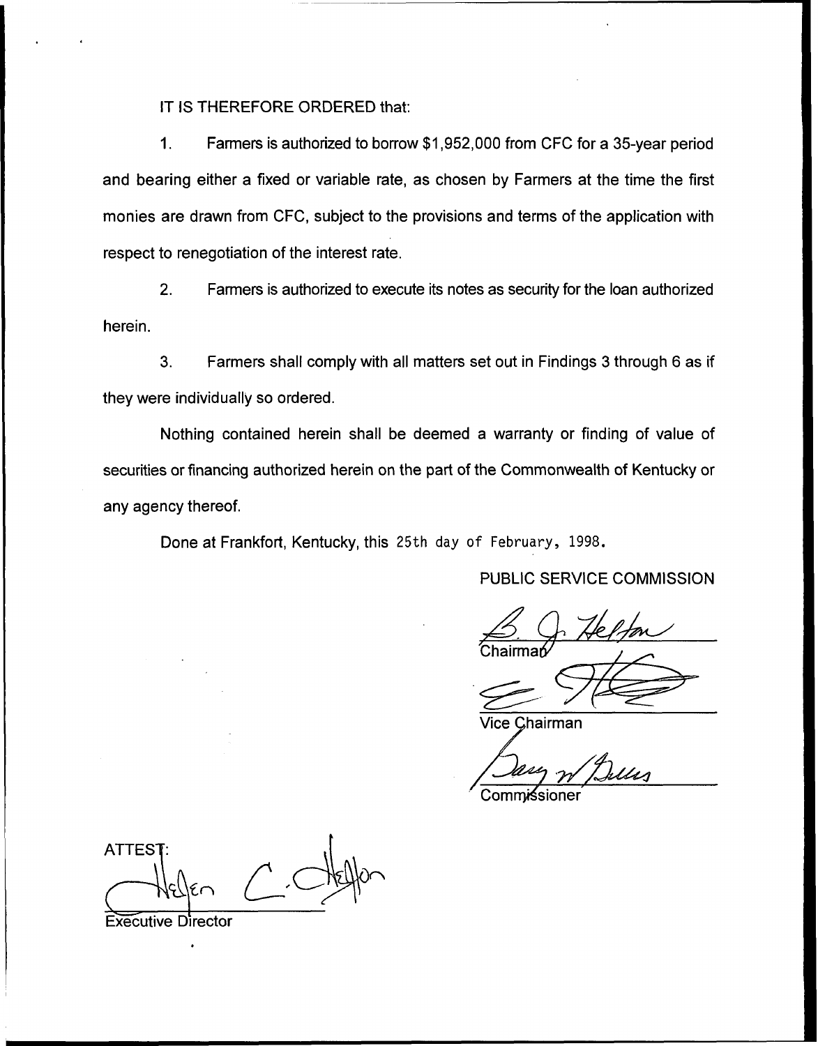IT IS THEREFORE ORDERED that:

1. Farmers is authorized to borrow $1,952,000 from CFC for a 35-year period and bearing either a fixed or variable rate, as chosen by Farmers at the time the first monies are drawn from CFC, subject to the provisions and terms of the application with respect to renegotiation of the interest rate.

2. Farmers is authorized to execute its notes as security for the loan authorized herein.

3. Farmers shall comply with all matters set out in Findings 3 through 6 as if they were individually so ordered.

Nothing contained herein shall be deemed a warranty or finding of value of securities or financing authorized herein on the part of the Commonwealth of Kentucky or any agency thereof.

Done at Frankfort, Kentucky, this 25th day of February, 1998.

PUBLIC SERVICE COMMISSION

Chairman

Vice Chairman

Commissioner

ATTEST:

Executive Director